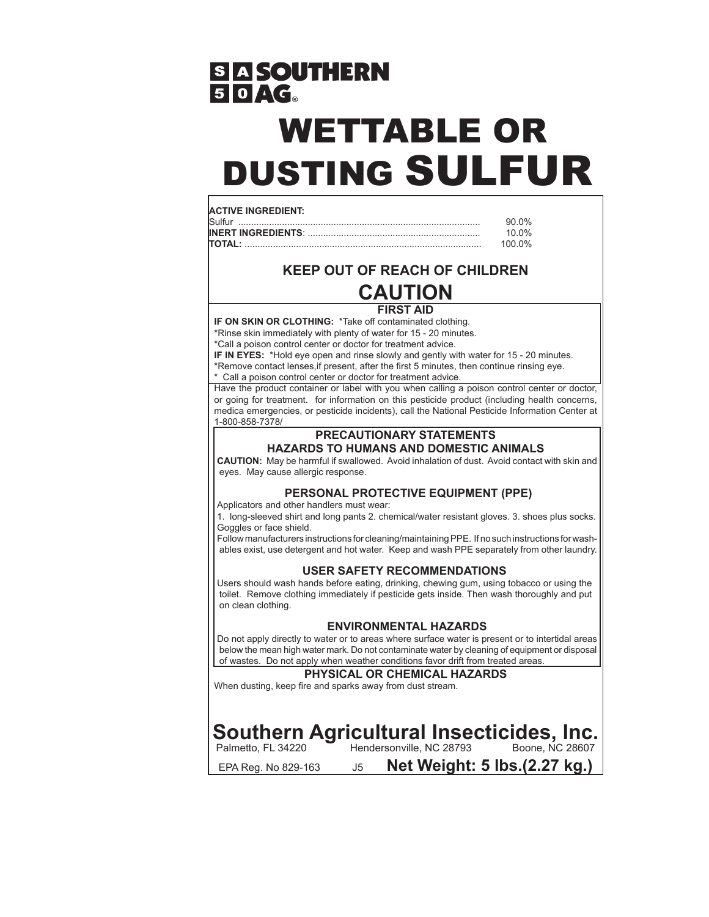SOUTHERN AG®

# WETTABLE OR DUSTING SULFUR

**ACTIVE INGREDIENT:**

| | |
|---|---|
| Sulfur | 90.0% |
| **INERT INGREDIENTS**: | 10.0% |
| **TOTAL:** | 100.0% |

## KEEP OUT OF REACH OF CHILDREN

## CAUTION

### FIRST AID

**IF ON SKIN OR CLOTHING:** *Take off contaminated clothing.
*Rinse skin immediately with plenty of water for 15 - 20 minutes.
*Call a poison control center or doctor for treatment advice.
**IF IN EYES:** *Hold eye open and rinse slowly and gently with water for 15 - 20 minutes.
*Remove contact lenses,if present, after the first 5 minutes, then continue rinsing eye.
* Call a poison control center or doctor for treatment advice.

Have the product container or label with you when calling a poison control center or doctor, or going for treatment. for information on this pesticide product (including health concerns, medica emergencies, or pesticide incidents), call the National Pesticide Information Center at 1-800-858-7378/

### PRECAUTIONARY STATEMENTS
### HAZARDS TO HUMANS AND DOMESTIC ANIMALS

**CAUTION:** May be harmful if swallowed. Avoid inhalation of dust. Avoid contact with skin and eyes. May cause allergic response.

### PERSONAL PROTECTIVE EQUIPMENT (PPE)

Applicators and other handlers must wear:
1. long-sleeved shirt and long pants 2. chemical/water resistant gloves. 3. shoes plus socks. Goggles or face shield.
Follow manufacturers instructions for cleaning/maintaining PPE. If no such instructions for washables exist, use detergent and hot water. Keep and wash PPE separately from other laundry.

### USER SAFETY RECOMMENDATIONS

Users should wash hands before eating, drinking, chewing gum, using tobacco or using the toilet. Remove clothing immediately if pesticide gets inside. Then wash thoroughly and put on clean clothing.

### ENVIRONMENTAL HAZARDS

Do not apply directly to water or to areas where surface water is present or to intertidal areas below the mean high water mark. Do not contaminate water by cleaning of equipment or disposal of wastes. Do not apply when weather conditions favor drift from treated areas.

### PHYSICAL OR CHEMICAL HAZARDS

When dusting, keep fire and sparks away from dust stream.

## Southern Agricultural Insecticides, Inc.

Palmetto, FL 34220 Hendersonville, NC 28793 Boone, NC 28607

EPA Reg. No 829-163 J5 **Net Weight: 5 lbs.(2.27 kg.)**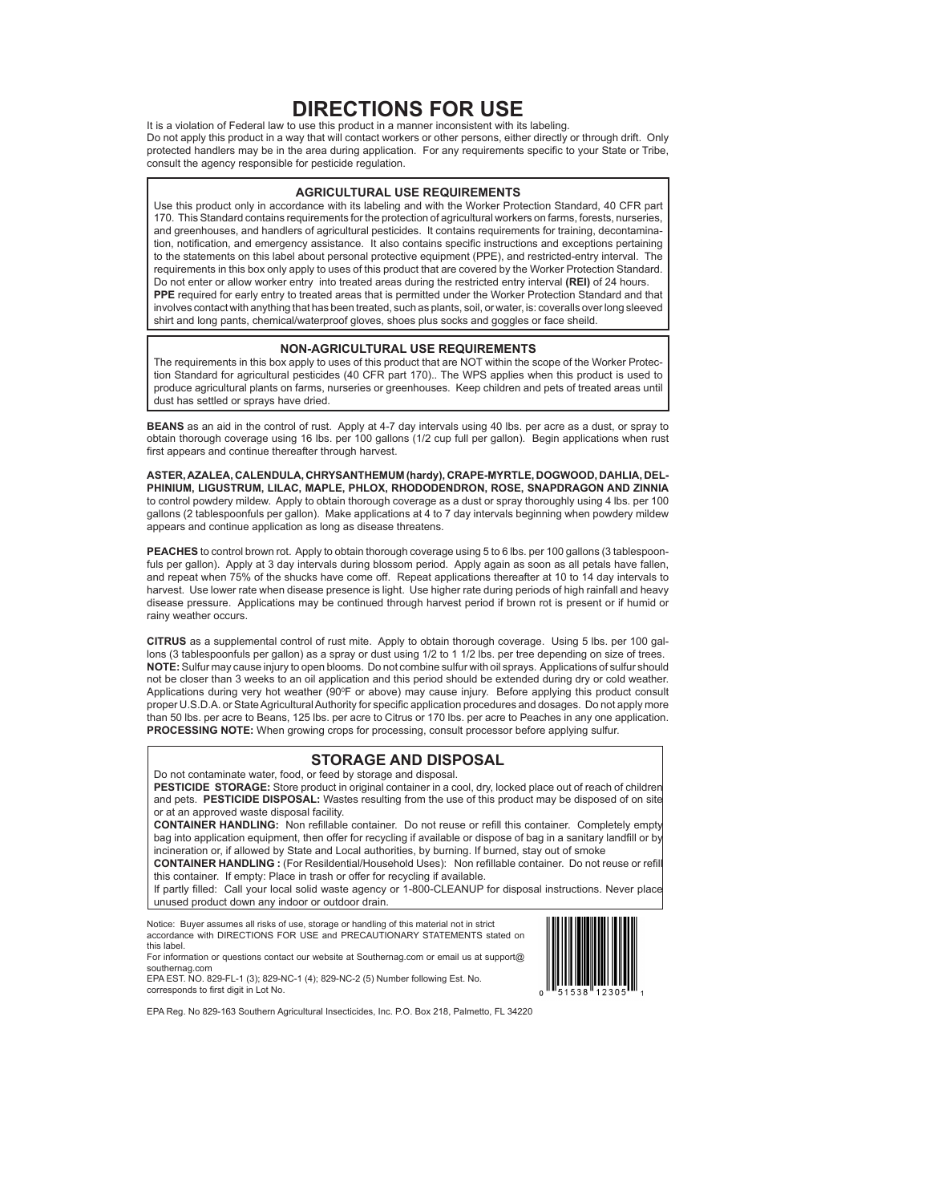# DIRECTIONS FOR USE

It is a violation of Federal law to use this product in a manner inconsistent with its labeling.
Do not apply this product in a way that will contact workers or other persons, either directly or through drift. Only protected handlers may be in the area during application. For any requirements specific to your State or Tribe, consult the agency responsible for pesticide regulation.

## AGRICULTURAL USE REQUIREMENTS

Use this product only in accordance with its labeling and with the Worker Protection Standard, 40 CFR part 170. This Standard contains requirements for the protection of agricultural workers on farms, forests, nurseries, and greenhouses, and handlers of agricultural pesticides. It contains requirements for training, decontamination, notification, and emergency assistance. It also contains specific instructions and exceptions pertaining to the statements on this label about personal protective equipment (PPE), and restricted-entry interval. The requirements in this box only apply to uses of this product that are covered by the Worker Protection Standard. Do not enter or allow worker entry into treated areas during the restricted entry interval **(REI)** of 24 hours. **PPE** required for early entry to treated areas that is permitted under the Worker Protection Standard and that involves contact with anything that has been treated, such as plants, soil, or water, is: coveralls over long sleeved shirt and long pants, chemical/waterproof gloves, shoes plus socks and goggles or face sheild.

## NON-AGRICULTURAL USE REQUIREMENTS

The requirements in this box apply to uses of this product that are NOT within the scope of the Worker Protection Standard for agricultural pesticides (40 CFR part 170).. The WPS applies when this product is used to produce agricultural plants on farms, nurseries or greenhouses. Keep children and pets of treated areas until dust has settled or sprays have dried.

**BEANS** as an aid in the control of rust. Apply at 4-7 day intervals using 40 lbs. per acre as a dust, or spray to obtain thorough coverage using 16 lbs. per 100 gallons (1/2 cup full per gallon). Begin applications when rust first appears and continue thereafter through harvest.

**ASTER, AZALEA, CALENDULA, CHRYSANTHEMUM (hardy), CRAPE-MYRTLE, DOGWOOD, DAHLIA, DELPHINIUM, LIGUSTRUM, LILAC, MAPLE, PHLOX, RHODODENDRON, ROSE, SNAPDRAGON AND ZINNIA** to control powdery mildew. Apply to obtain thorough coverage as a dust or spray thoroughly using 4 lbs. per 100 gallons (2 tablespoonfuls per gallon). Make applications at 4 to 7 day intervals beginning when powdery mildew appears and continue application as long as disease threatens.

**PEACHES** to control brown rot. Apply to obtain thorough coverage using 5 to 6 lbs. per 100 gallons (3 tablespoonfuls per gallon). Apply at 3 day intervals during blossom period. Apply again as soon as all petals have fallen, and repeat when 75% of the shucks have come off. Repeat applications thereafter at 10 to 14 day intervals to harvest. Use lower rate when disease presence is light. Use higher rate during periods of high rainfall and heavy disease pressure. Applications may be continued through harvest period if brown rot is present or if humid or rainy weather occurs.

**CITRUS** as a supplemental control of rust mite. Apply to obtain thorough coverage. Using 5 lbs. per 100 gallons (3 tablespoonfuls per gallon) as a spray or dust using 1/2 to 1 1/2 lbs. per tree depending on size of trees. **NOTE:** Sulfur may cause injury to open blooms. Do not combine sulfur with oil sprays. Applications of sulfur should not be closer than 3 weeks to an oil application and this period should be extended during dry or cold weather. Applications during very hot weather (90$^0$F or above) may cause injury. Before applying this product consult proper U.S.D.A. or State Agricultural Authority for specific application procedures and dosages. Do not apply more than 50 lbs. per acre to Beans, 125 lbs. per acre to Citrus or 170 lbs. per acre to Peaches in any one application. **PROCESSING NOTE:** When growing crops for processing, consult processor before applying sulfur.

## STORAGE AND DISPOSAL

Do not contaminate water, food, or feed by storage and disposal.
**PESTICIDE STORAGE:** Store product in original container in a cool, dry, locked place out of reach of children and pets. **PESTICIDE DISPOSAL:** Wastes resulting from the use of this product may be disposed of on site or at an approved waste disposal facility.
**CONTAINER HANDLING:** Non refillable container. Do not reuse or refill this container. Completely empty bag into application equipment, then offer for recycling if available or dispose of bag in a sanitary landfill or by incineration or, if allowed by State and Local authorities, by burning. If burned, stay out of smoke
**CONTAINER HANDLING :** (For Resildential/Household Uses): Non refillable container. Do not reuse or refill this container. If empty: Place in trash or offer for recycling if available.
If partly filled: Call your local solid waste agency or 1-800-CLEANUP for disposal instructions. Never place unused product down any indoor or outdoor drain.

Notice: Buyer assumes all risks of use, storage or handling of this material not in strict accordance with DIRECTIONS FOR USE and PRECAUTIONARY STATEMENTS stated on this label.
For information or questions contact our website at Southernag.com or email us at support@southernag.com
EPA EST. NO. 829-FL-1 (3); 829-NC-1 (4); 829-NC-2 (5) Number following Est. No. corresponds to first digit in Lot No.

0 51538 12305 1

EPA Reg. No 829-163 Southern Agricultural Insecticides, Inc. P.O. Box 218, Palmetto, FL 34220